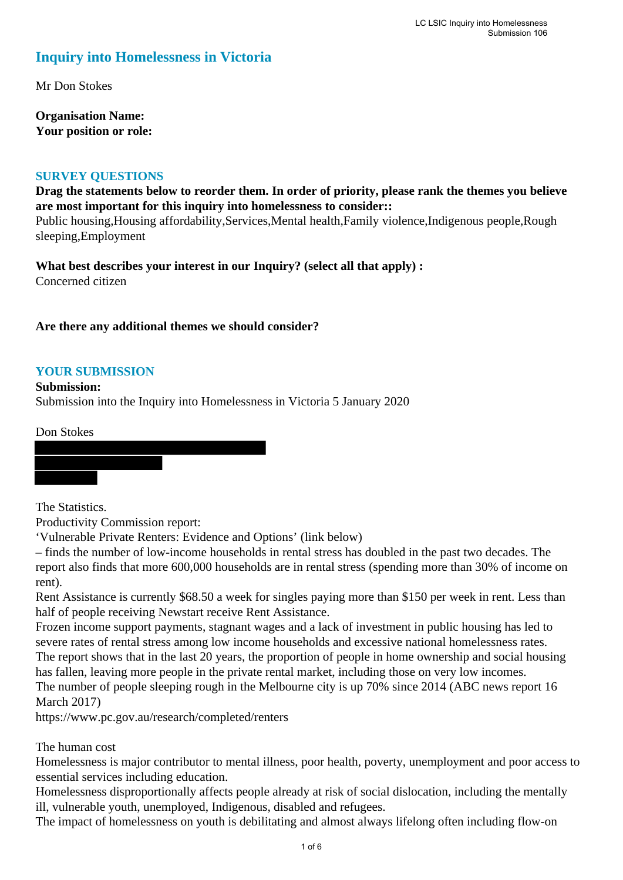# Inquiry into Homelessness in Victoria

Mr Don Stokes

**Organisation Name:**
**Your position or role:**

## SURVEY QUESTIONS

**Drag the statements below to reorder them. In order of priority, please rank the themes you believe are most important for this inquiry into homelessness to consider::**
Public housing,Housing affordability,Services,Mental health,Family violence,Indigenous people,Rough sleeping,Employment

**What best describes your interest in our Inquiry? (select all that apply) :**
Concerned citizen

**Are there any additional themes we should consider?**

## YOUR SUBMISSION

**Submission:**
Submission into the Inquiry into Homelessness in Victoria 5 January 2020

Don Stokes

The Statistics.
Productivity Commission report:
'Vulnerable Private Renters: Evidence and Options' (link below)
– finds the number of low-income households in rental stress has doubled in the past two decades. The report also finds that more 600,000 households are in rental stress (spending more than 30% of income on rent).
Rent Assistance is currently $68.50 a week for singles paying more than $150 per week in rent. Less than half of people receiving Newstart receive Rent Assistance.
Frozen income support payments, stagnant wages and a lack of investment in public housing has led to severe rates of rental stress among low income households and excessive national homelessness rates.
The report shows that in the last 20 years, the proportion of people in home ownership and social housing has fallen, leaving more people in the private rental market, including those on very low incomes.
The number of people sleeping rough in the Melbourne city is up 70% since 2014 (ABC news report 16 March 2017)
https://www.pc.gov.au/research/completed/renters

The human cost
Homelessness is major contributor to mental illness, poor health, poverty, unemployment and poor access to essential services including education.
Homelessness disproportionally affects people already at risk of social dislocation, including the mentally ill, vulnerable youth, unemployed, Indigenous, disabled and refugees.
The impact of homelessness on youth is debilitating and almost always lifelong often including flow-on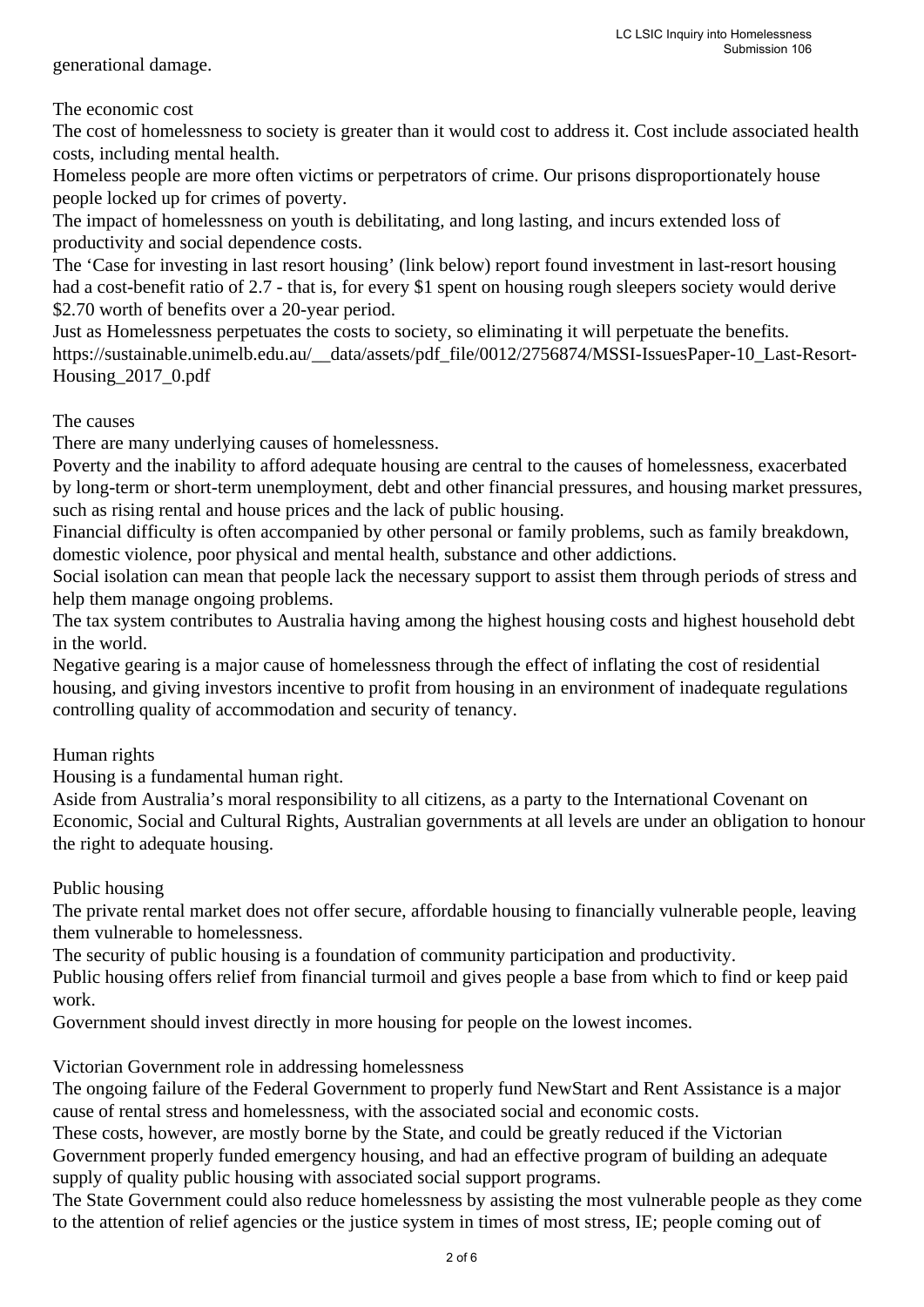generational damage.

## The economic cost

The cost of homelessness to society is greater than it would cost to address it. Cost include associated health costs, including mental health.

Homeless people are more often victims or perpetrators of crime. Our prisons disproportionately house people locked up for crimes of poverty.

The impact of homelessness on youth is debilitating, and long lasting, and incurs extended loss of productivity and social dependence costs.

The 'Case for investing in last resort housing' (link below) report found investment in last-resort housing had a cost-benefit ratio of 2.7 - that is, for every $1 spent on housing rough sleepers society would derive $2.70 worth of benefits over a 20-year period.

Just as Homelessness perpetuates the costs to society, so eliminating it will perpetuate the benefits.

https://sustainable.unimelb.edu.au/__data/assets/pdf_file/0012/2756874/MSSI-IssuesPaper-10_Last-Resort-Housing_2017_0.pdf

## The causes

There are many underlying causes of homelessness.

Poverty and the inability to afford adequate housing are central to the causes of homelessness, exacerbated by long-term or short-term unemployment, debt and other financial pressures, and housing market pressures, such as rising rental and house prices and the lack of public housing.

Financial difficulty is often accompanied by other personal or family problems, such as family breakdown, domestic violence, poor physical and mental health, substance and other addictions.

Social isolation can mean that people lack the necessary support to assist them through periods of stress and help them manage ongoing problems.

The tax system contributes to Australia having among the highest housing costs and highest household debt in the world.

Negative gearing is a major cause of homelessness through the effect of inflating the cost of residential housing, and giving investors incentive to profit from housing in an environment of inadequate regulations controlling quality of accommodation and security of tenancy.

## Human rights

Housing is a fundamental human right.

Aside from Australia's moral responsibility to all citizens, as a party to the International Covenant on Economic, Social and Cultural Rights, Australian governments at all levels are under an obligation to honour the right to adequate housing.

## Public housing

The private rental market does not offer secure, affordable housing to financially vulnerable people, leaving them vulnerable to homelessness.

The security of public housing is a foundation of community participation and productivity.

Public housing offers relief from financial turmoil and gives people a base from which to find or keep paid work.

Government should invest directly in more housing for people on the lowest incomes.

## Victorian Government role in addressing homelessness

The ongoing failure of the Federal Government to properly fund NewStart and Rent Assistance is a major cause of rental stress and homelessness, with the associated social and economic costs.

These costs, however, are mostly borne by the State, and could be greatly reduced if the Victorian Government properly funded emergency housing, and had an effective program of building an adequate supply of quality public housing with associated social support programs.

The State Government could also reduce homelessness by assisting the most vulnerable people as they come to the attention of relief agencies or the justice system in times of most stress, IE; people coming out of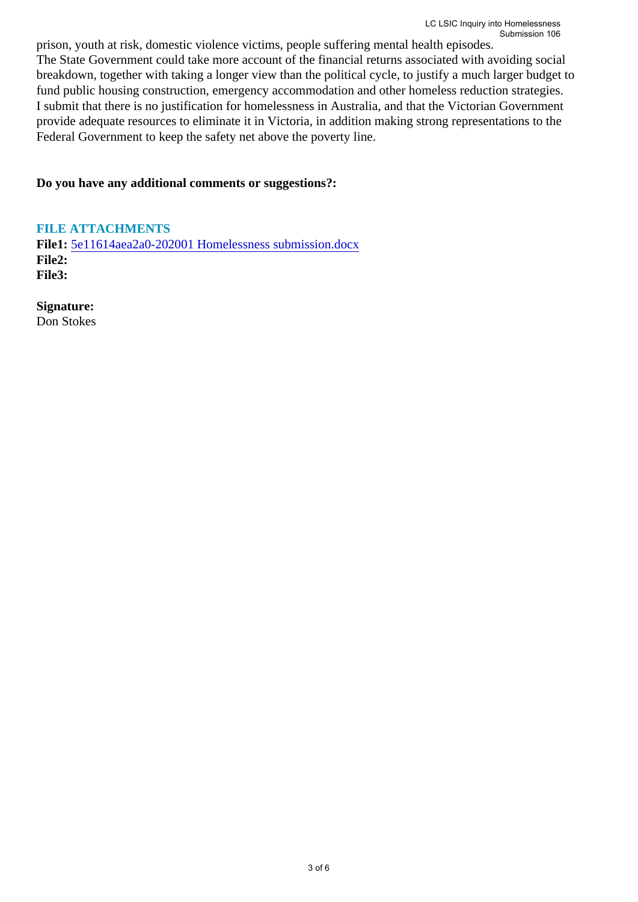prison, youth at risk, domestic violence victims, people suffering mental health episodes.
The State Government could take more account of the financial returns associated with avoiding social breakdown, together with taking a longer view than the political cycle, to justify a much larger budget to fund public housing construction, emergency accommodation and other homeless reduction strategies.
I submit that there is no justification for homelessness in Australia, and that the Victorian Government provide adequate resources to eliminate it in Victoria, in addition making strong representations to the Federal Government to keep the safety net above the poverty line.

**Do you have any additional comments or suggestions?:**

### FILE ATTACHMENTS

**File1:** 5e11614aea2a0-202001 Homelessness submission.docx
**File2:**
**File3:**

**Signature:**
Don Stokes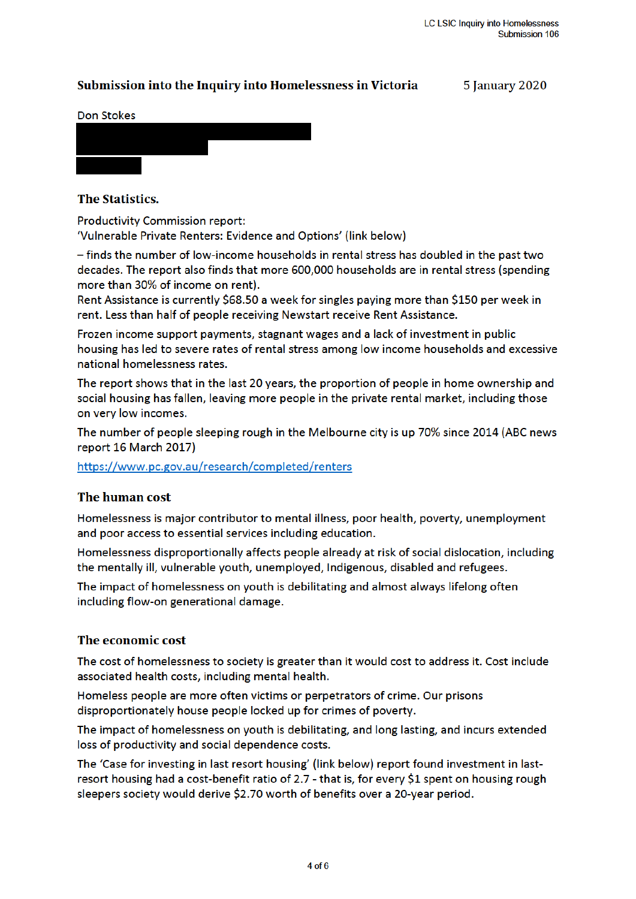**Submission into the Inquiry into Homelessness in Victoria** 5 January 2020

Don Stokes

## The Statistics.

Productivity Commission report:
'Vulnerable Private Renters: Evidence and Options' (link below)

– finds the number of low-income households in rental stress has doubled in the past two decades. The report also finds that more 600,000 households are in rental stress (spending more than 30% of income on rent).
Rent Assistance is currently $68.50 a week for singles paying more than $150 per week in rent. Less than half of people receiving Newstart receive Rent Assistance.

Frozen income support payments, stagnant wages and a lack of investment in public housing has led to severe rates of rental stress among low income households and excessive national homelessness rates.

The report shows that in the last 20 years, the proportion of people in home ownership and social housing has fallen, leaving more people in the private rental market, including those on very low incomes.

The number of people sleeping rough in the Melbourne city is up 70% since 2014 (ABC news report 16 March 2017)

https://www.pc.gov.au/research/completed/renters

## The human cost

Homelessness is major contributor to mental illness, poor health, poverty, unemployment and poor access to essential services including education.

Homelessness disproportionally affects people already at risk of social dislocation, including the mentally ill, vulnerable youth, unemployed, Indigenous, disabled and refugees.

The impact of homelessness on youth is debilitating and almost always lifelong often including flow-on generational damage.

## The economic cost

The cost of homelessness to society is greater than it would cost to address it. Cost include associated health costs, including mental health.

Homeless people are more often victims or perpetrators of crime. Our prisons disproportionately house people locked up for crimes of poverty.

The impact of homelessness on youth is debilitating, and long lasting, and incurs extended loss of productivity and social dependence costs.

The 'Case for investing in last resort housing' (link below) report found investment in last-resort housing had a cost-benefit ratio of 2.7 - that is, for every $1 spent on housing rough sleepers society would derive $2.70 worth of benefits over a 20-year period.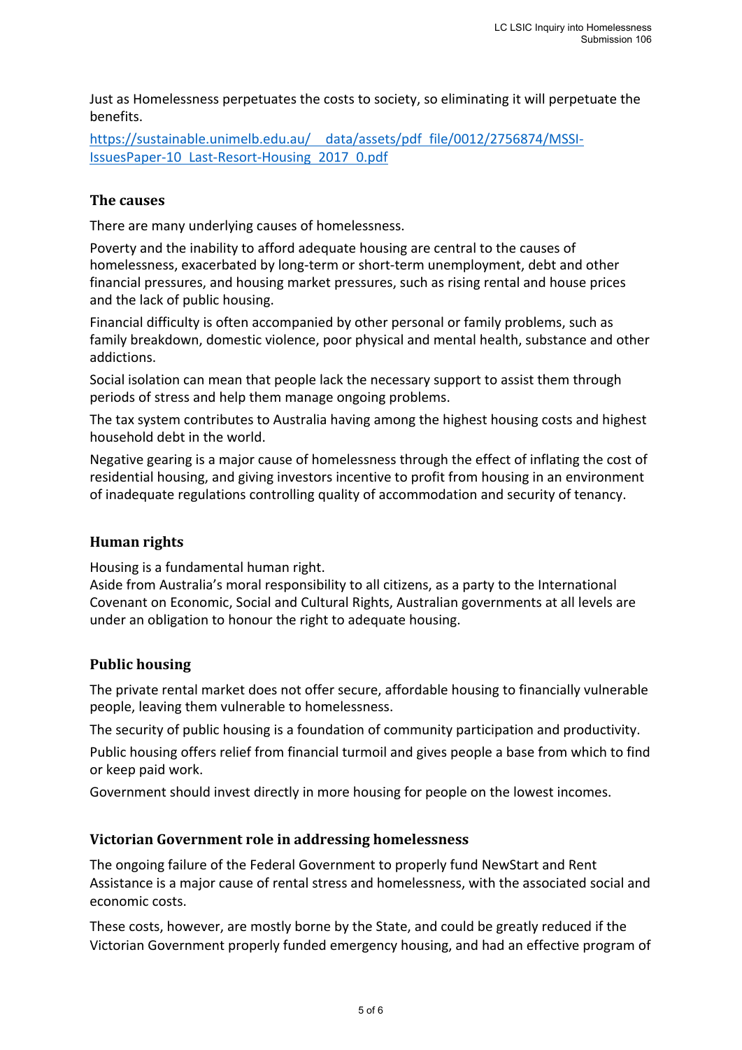Just as Homelessness perpetuates the costs to society, so eliminating it will perpetuate the benefits.

[https://sustainable.unimelb.edu.au/__data/assets/pdf_file/0012/2756874/MSSI-IssuesPaper-10_Last-Resort-Housing_2017_0.pdf](https://sustainable.unimelb.edu.au/__data/assets/pdf_file/0012/2756874/MSSI-IssuesPaper-10_Last-Resort-Housing_2017_0.pdf)

## The causes

There are many underlying causes of homelessness.

Poverty and the inability to afford adequate housing are central to the causes of homelessness, exacerbated by long-term or short-term unemployment, debt and other financial pressures, and housing market pressures, such as rising rental and house prices and the lack of public housing.

Financial difficulty is often accompanied by other personal or family problems, such as family breakdown, domestic violence, poor physical and mental health, substance and other addictions.

Social isolation can mean that people lack the necessary support to assist them through periods of stress and help them manage ongoing problems.

The tax system contributes to Australia having among the highest housing costs and highest household debt in the world.

Negative gearing is a major cause of homelessness through the effect of inflating the cost of residential housing, and giving investors incentive to profit from housing in an environment of inadequate regulations controlling quality of accommodation and security of tenancy.

## Human rights

Housing is a fundamental human right.
Aside from Australia's moral responsibility to all citizens, as a party to the International Covenant on Economic, Social and Cultural Rights, Australian governments at all levels are under an obligation to honour the right to adequate housing.

## Public housing

The private rental market does not offer secure, affordable housing to financially vulnerable people, leaving them vulnerable to homelessness.

The security of public housing is a foundation of community participation and productivity.

Public housing offers relief from financial turmoil and gives people a base from which to find or keep paid work.

Government should invest directly in more housing for people on the lowest incomes.

## Victorian Government role in addressing homelessness

The ongoing failure of the Federal Government to properly fund NewStart and Rent Assistance is a major cause of rental stress and homelessness, with the associated social and economic costs.

These costs, however, are mostly borne by the State, and could be greatly reduced if the Victorian Government properly funded emergency housing, and had an effective program of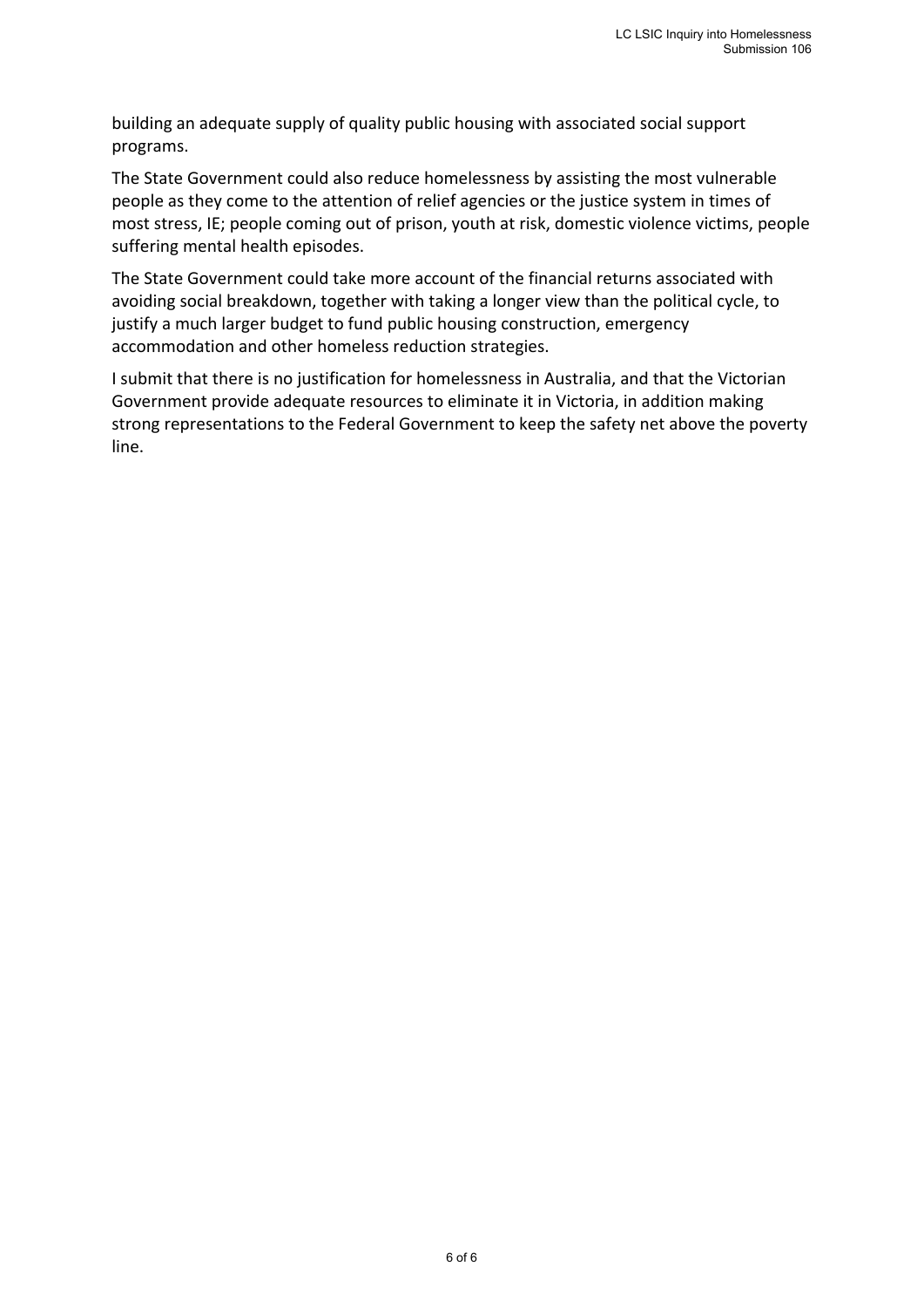building an adequate supply of quality public housing with associated social support programs.

The State Government could also reduce homelessness by assisting the most vulnerable people as they come to the attention of relief agencies or the justice system in times of most stress, IE; people coming out of prison, youth at risk, domestic violence victims, people suffering mental health episodes.

The State Government could take more account of the financial returns associated with avoiding social breakdown, together with taking a longer view than the political cycle, to justify a much larger budget to fund public housing construction, emergency accommodation and other homeless reduction strategies.

I submit that there is no justification for homelessness in Australia, and that the Victorian Government provide adequate resources to eliminate it in Victoria, in addition making strong representations to the Federal Government to keep the safety net above the poverty line.